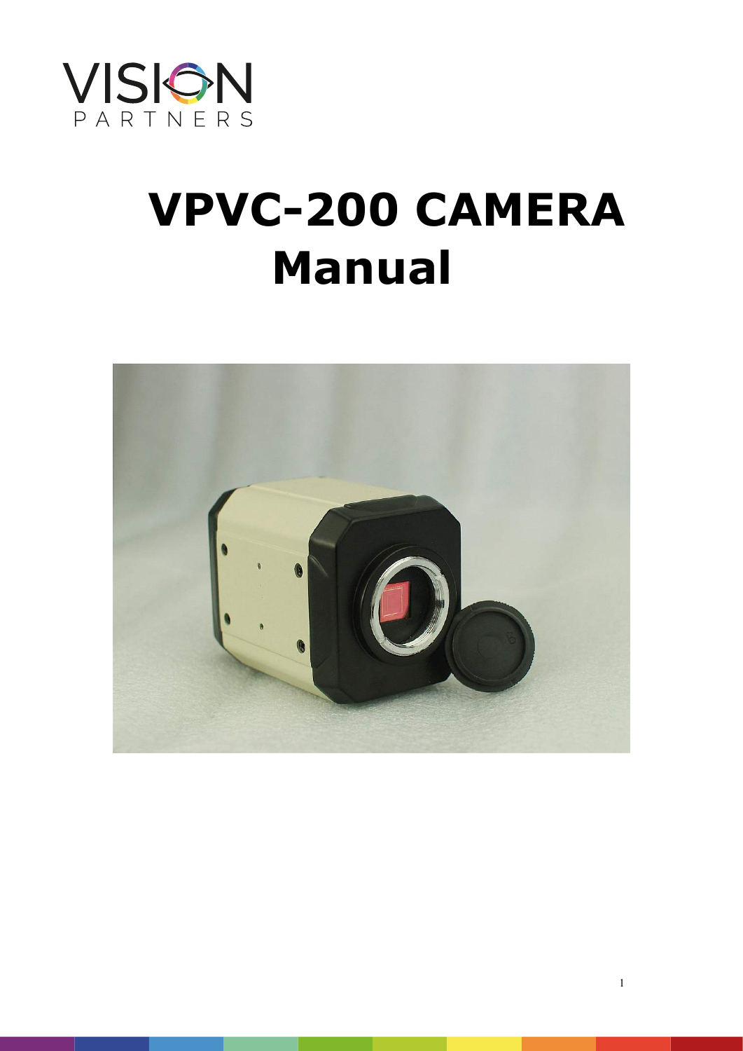# VPVC-200 CAMERA Manual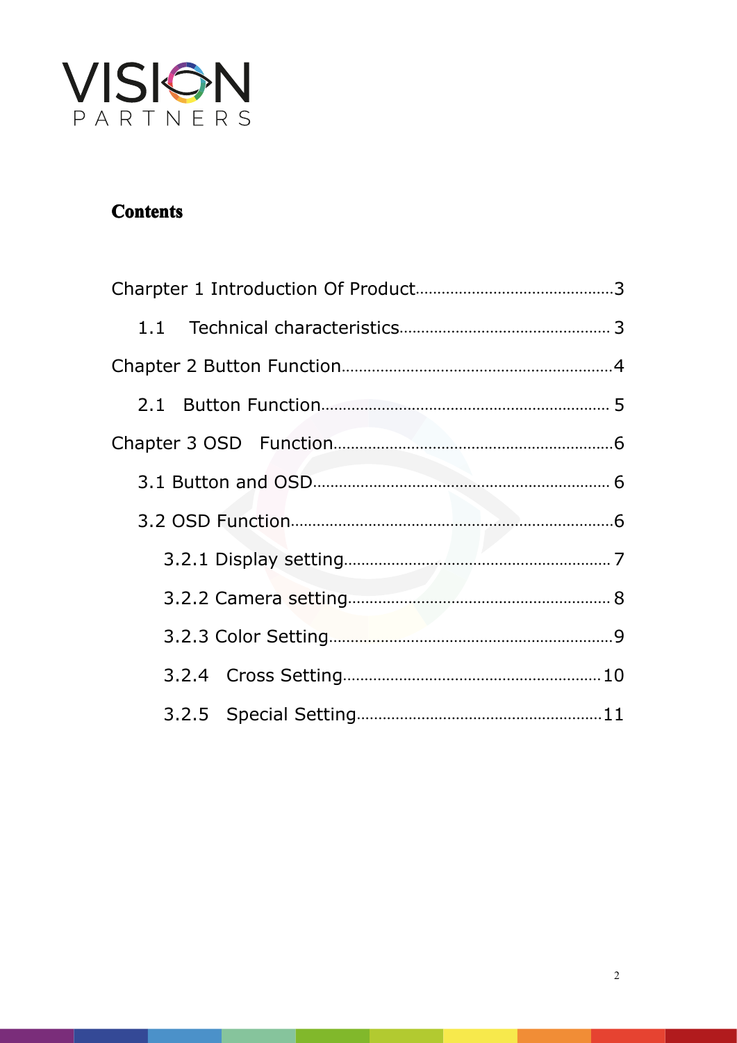# Contents

Charpter 1 Introduction Of Product……………………………………3

1.1 Technical characteristics………………………………………3

Chapter 2 Button Function……………………………………………4

2.1 Button Function……………………………………………… 5

Chapter 3 OSD Function………………………………………………6

3.1 Button and OSD……………………………………………… 6

3.2 OSD Function…………………………………………………6

3.2.1 Display setting……………………………………………7

3.2.2 Camera setting……………………………………………8

3.2.3 Color Setting………………………………………………9

3.2.4 Cross Setting……………………………………………10

3.2.5 Special Setting……………………………………………11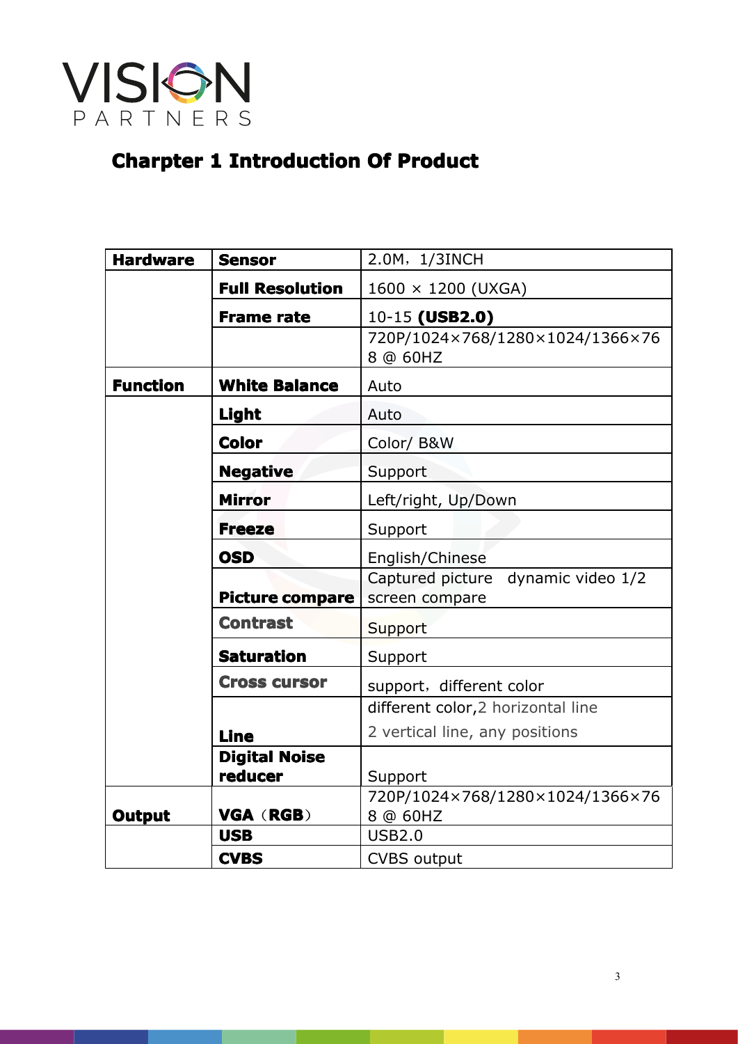## Charpter 1 Introduction Of Product

| **Hardware** | **Sensor** | 2.0M，1/3INCH |
|---|---|---|
| | **Full Resolution** | 1600 × 1200 (UXGA) |
| | **Frame rate** | 10-15 **(USB2.0)** |
| | | 720P/1024×768/1280×1024/1366×768 @ 60HZ |
| **Function** | **White Balance** | Auto |
| | **Light** | Auto |
| | **Color** | Color/ B&W |
| | **Negative** | Support |
| | **Mirror** | Left/right, Up/Down |
| | **Freeze** | Support |
| | **OSD** | English/Chinese |
| | **Picture compare** | Captured picture dynamic video 1/2 screen compare |
| | **Contrast** | Support |
| | **Saturation** | Support |
| | **Cross cursor** | support，different color |
| | **Line** | different color,2 horizontal line 2 vertical line, any positions |
| | **Digital Noise reducer** | Support |
| **Output** | **VGA（RGB）** | 720P/1024×768/1280×1024/1366×768 @ 60HZ |
| | **USB** | USB2.0 |
| | **CVBS** | CVBS output |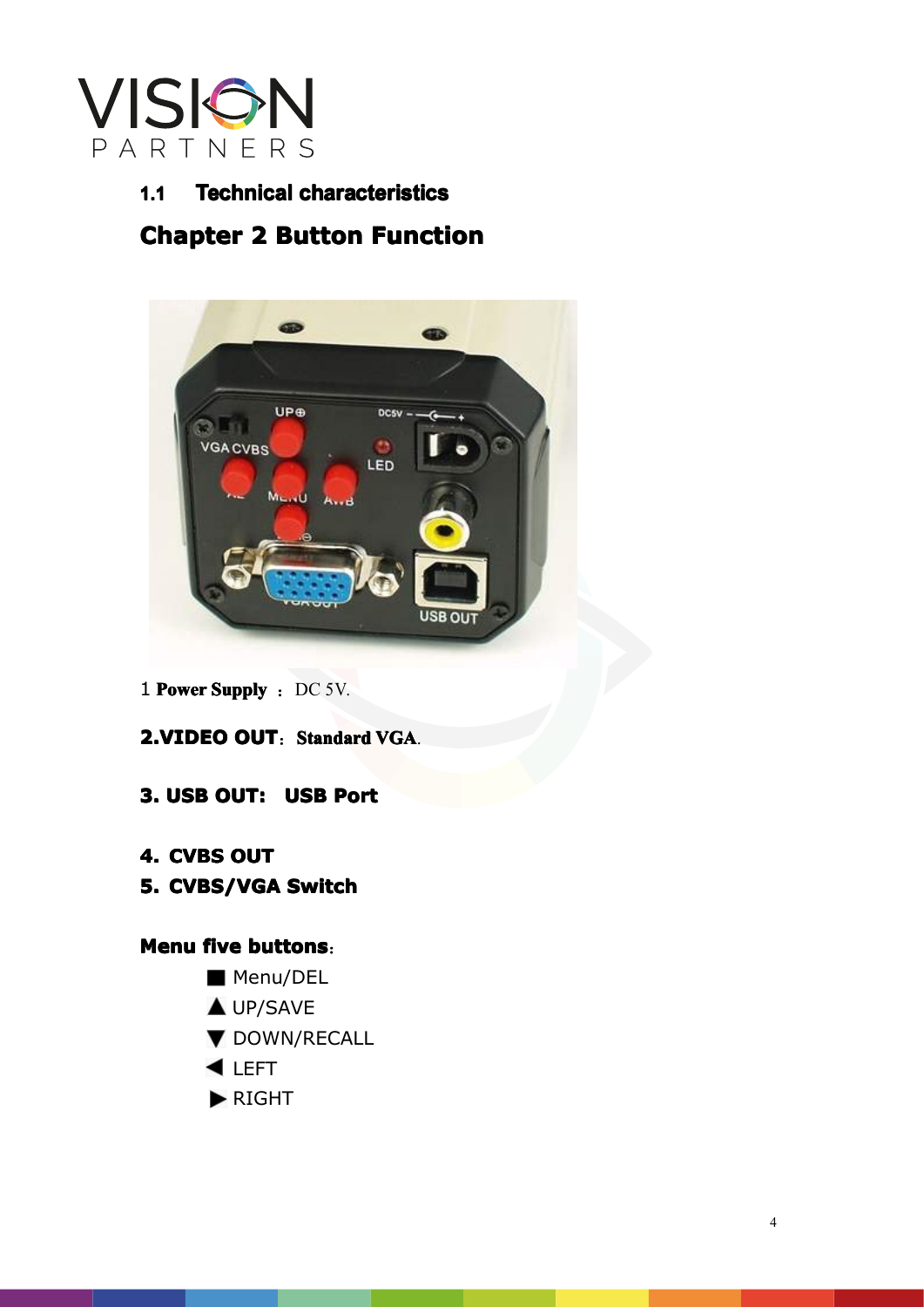### 1.1 Technical characteristics

## Chapter 2 Button Function

1 **Power Supply** ： DC 5V.

**2.VIDEO OUT**：**Standard VGA**.

**3. USB OUT: USB Port**

**4. CVBS OUT**

**5. CVBS/VGA Switch**

**Menu five buttons**：

- ■ Menu/DEL
- ▲ UP/SAVE
- ▼ DOWN/RECALL
- ◀ LEFT
- ▶ RIGHT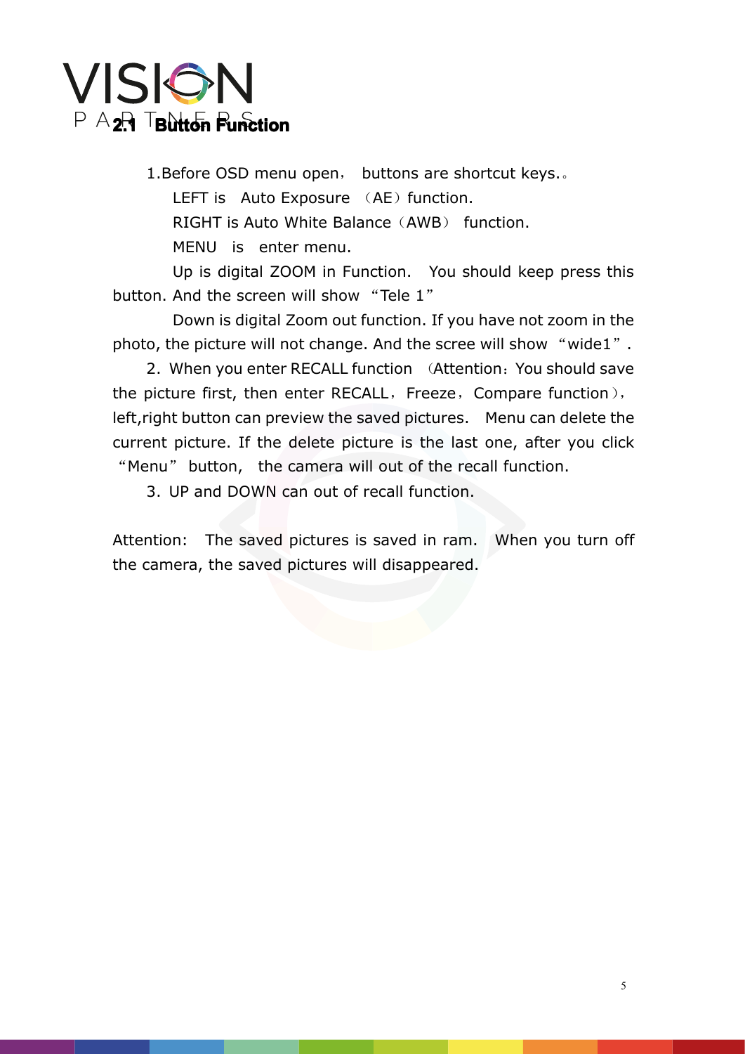## 2.1 Button Function

1.Before OSD menu open, buttons are shortcut keys.。

LEFT is Auto Exposure （AE）function.

RIGHT is Auto White Balance（AWB） function.

MENU is enter menu.

Up is digital ZOOM in Function. You should keep press this button. And the screen will show “Tele 1”

Down is digital Zoom out function. If you have not zoom in the photo, the picture will not change. And the scree will show “wide1”.

2. When you enter RECALL function （Attention：You should save the picture first, then enter RECALL，Freeze，Compare function），left,right button can preview the saved pictures. Menu can delete the current picture. If the delete picture is the last one, after you click “Menu” button, the camera will out of the recall function.

3. UP and DOWN can out of recall function.

Attention: The saved pictures is saved in ram. When you turn off the camera, the saved pictures will disappeared.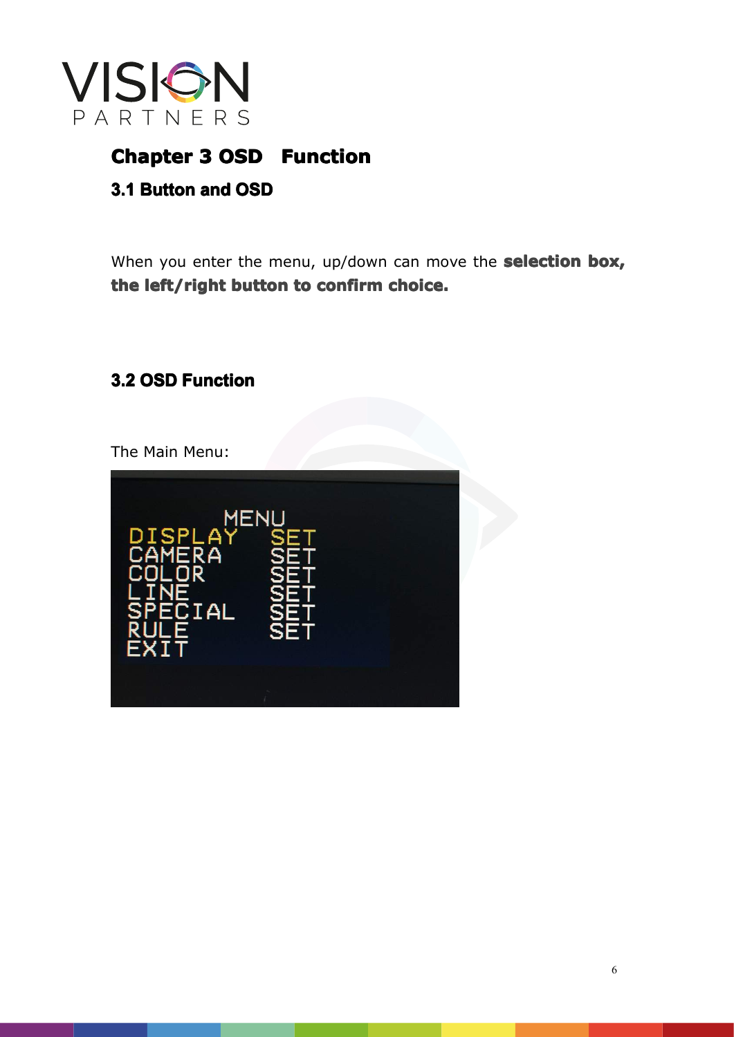## Chapter 3 OSD Function

### 3.1 Button and OSD

When you enter the menu, up/down can move the **selection box, the left/right button to confirm choice.**

### 3.2 OSD Function

The Main Menu:

```
MENU
DISPLAY   SET
CAMERA    SET
COLOR     SET
LINE      SET
SPECIAL   SET
RULE      SET
EXIT
```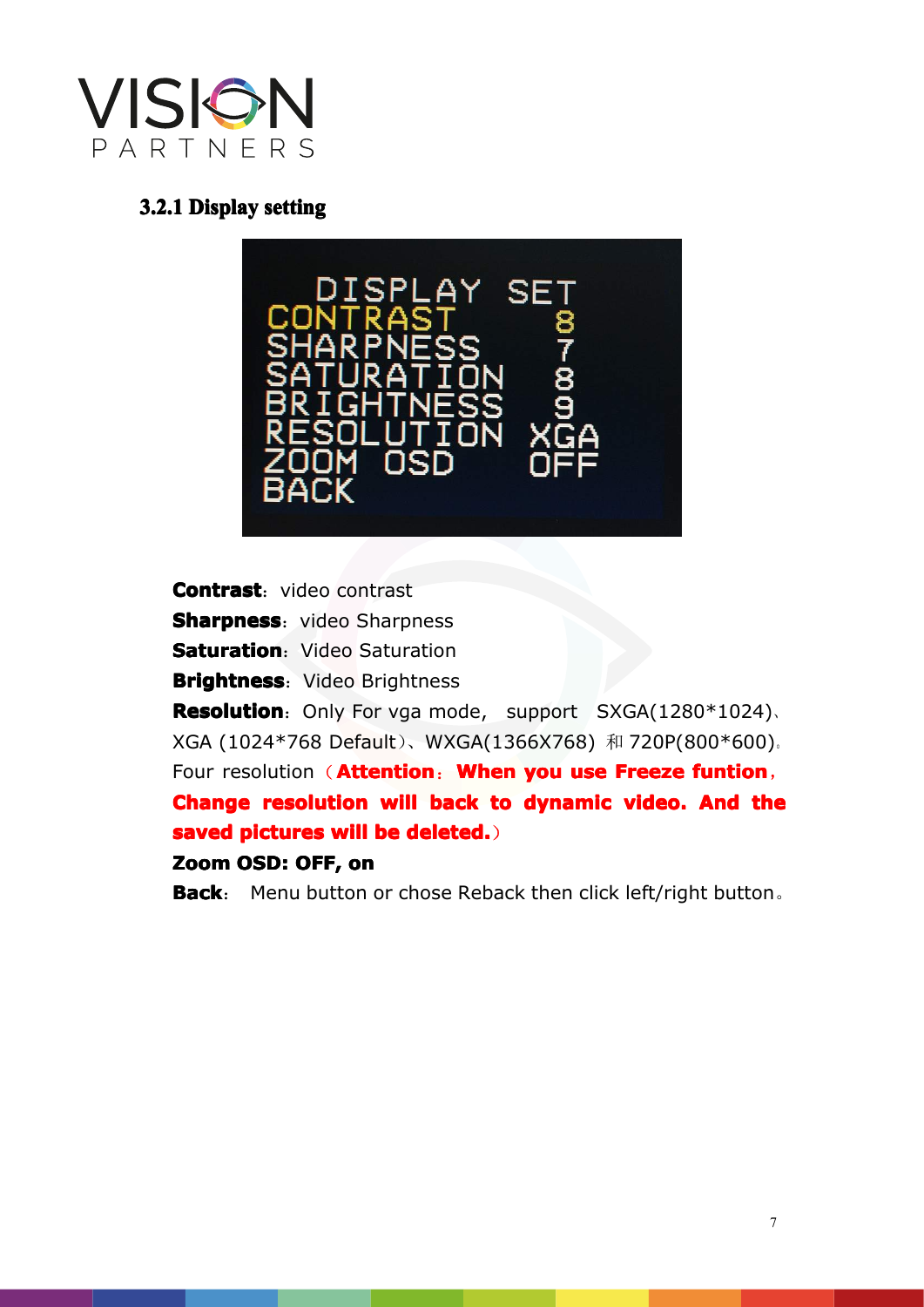### 3.2.1 Display setting

**Contrast**：video contrast

**Sharpness**：video Sharpness

**Saturation**：Video Saturation

**Brightness**：Video Brightness

**Resolution**：Only For vga mode, support SXGA(1280*1024)、XGA (1024*768 Default)、WXGA(1366X768) 和 720P(800*600)。Four resolution（**Attention**：**When you use Freeze funtion，Change resolution will back to dynamic video. And the saved pictures will be deleted.**）

**Zoom OSD: OFF, on**

**Back**： Menu button or chose Reback then click left/right button。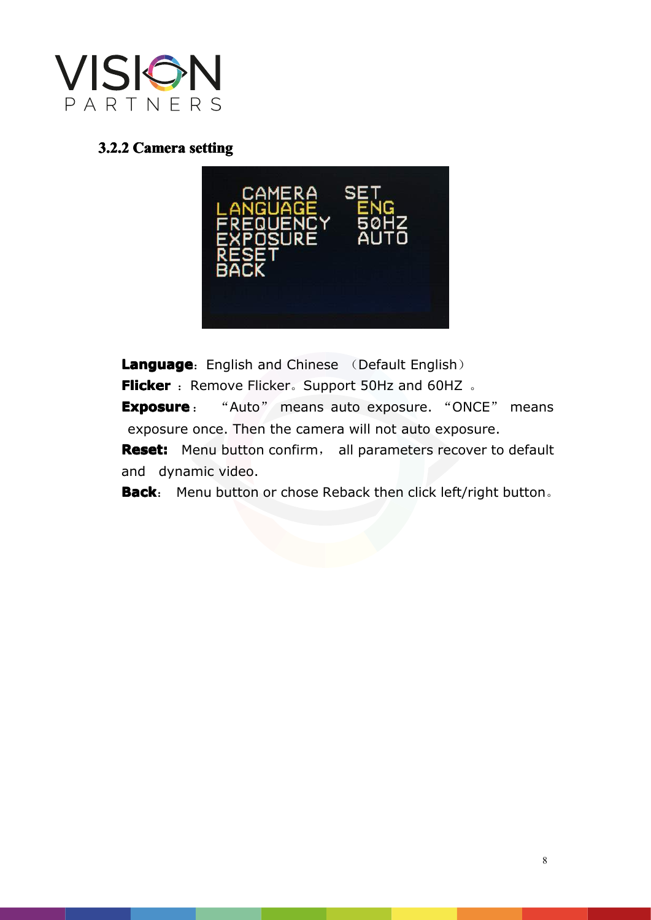### 3.2.2 Camera setting

**Language**：English and Chinese （Default English）

**Flicker** ：Remove Flicker。Support 50Hz and 60HZ 。

**Exposure**： “Auto” means auto exposure. “ONCE” means exposure once. Then the camera will not auto exposure.

**Reset:** Menu button confirm， all parameters recover to default and dynamic video.

**Back**： Menu button or chose Reback then click left/right button。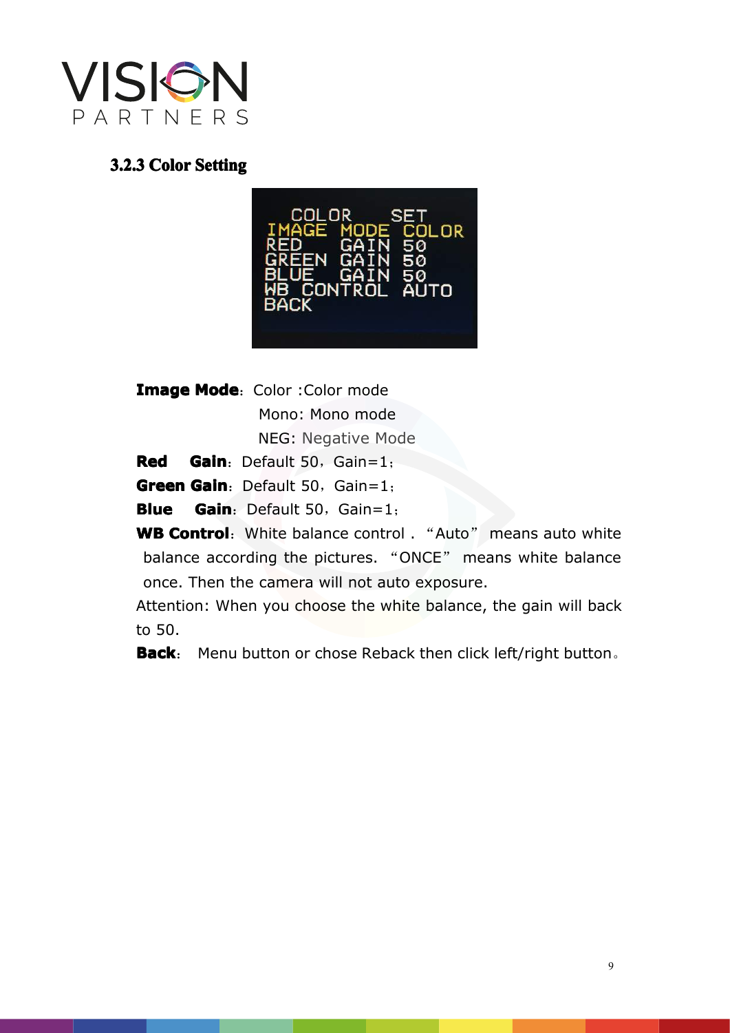### 3.2.3 Color Setting

**Image Mode**: Color :Color mode

Mono: Mono mode

NEG: Negative Mode

**Red Gain**: Default 50，Gain=1；

**Green Gain**: Default 50，Gain=1；

**Blue Gain**: Default 50，Gain=1；

**WB Control**: White balance control . “Auto” means auto white balance according the pictures. “ONCE” means white balance once. Then the camera will not auto exposure.

Attention: When you choose the white balance, the gain will back to 50.

**Back**: Menu button or chose Reback then click left/right button。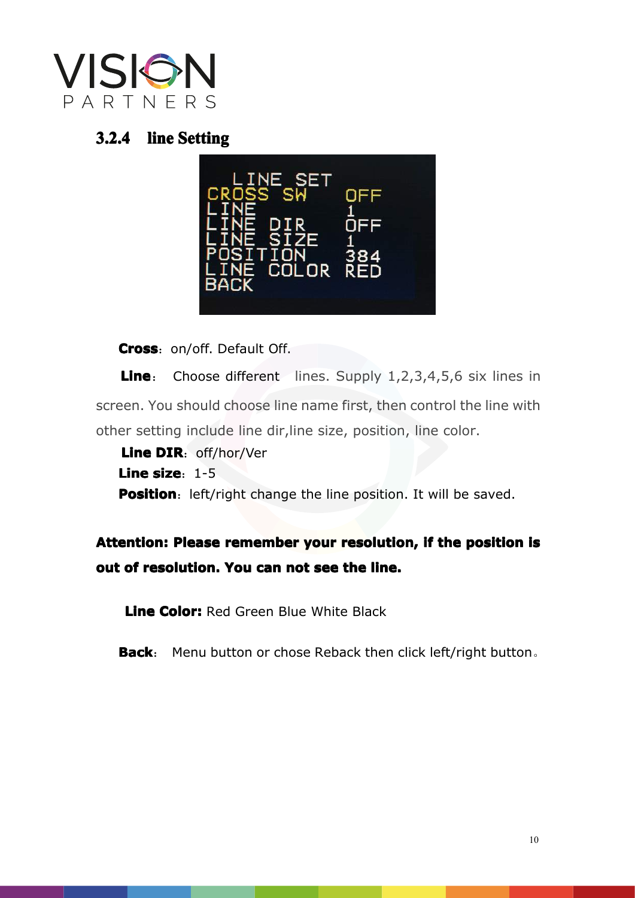### 3.2.4 line Setting

**Cross**: on/off. Default Off.

**Line**: Choose different lines. Supply 1,2,3,4,5,6 six lines in screen. You should choose line name first, then control the line with other setting include line dir,line size, position, line color.

**Line DIR**: off/hor/Ver

**Line size**: 1-5

**Position**: left/right change the line position. It will be saved.

**Attention: Please remember your resolution, if the position is out of resolution. You can not see the line.**

**Line Color:** Red Green Blue White Black

**Back**: Menu button or chose Reback then click left/right button。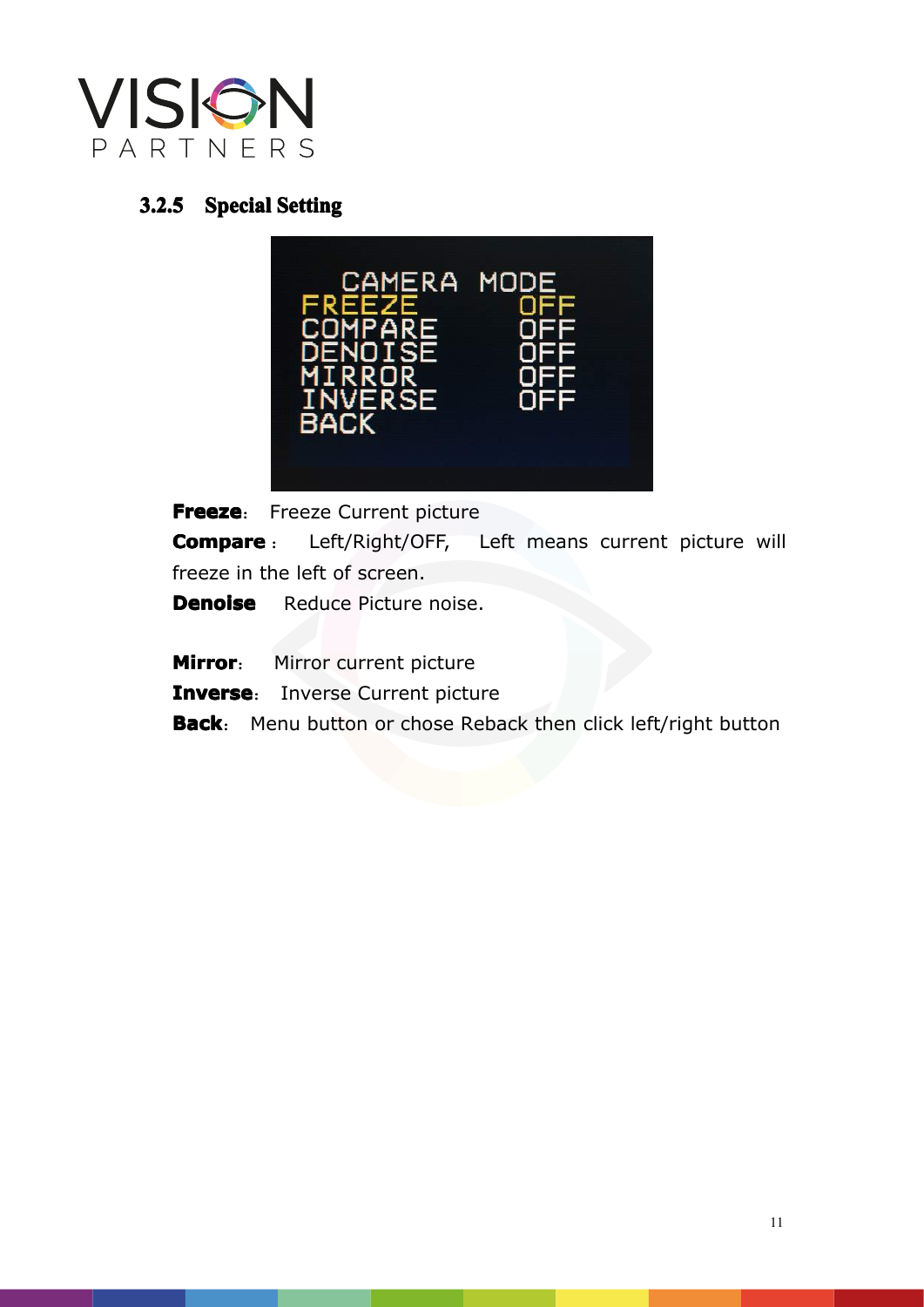### 3.2.5 Special Setting

CAMERA MODE

| | |
|---|---|
| FREEZE | OFF |
| COMPARE | OFF |
| DENOISE | OFF |
| MIRROR | OFF |
| INVERSE | OFF |
| BACK | |

**Freeze**: Freeze Current picture

**Compare**: Left/Right/OFF, Left means current picture will freeze in the left of screen.

**Denoise** Reduce Picture noise.

**Mirror**: Mirror current picture

**Inverse**: Inverse Current picture

**Back**: Menu button or chose Reback then click left/right button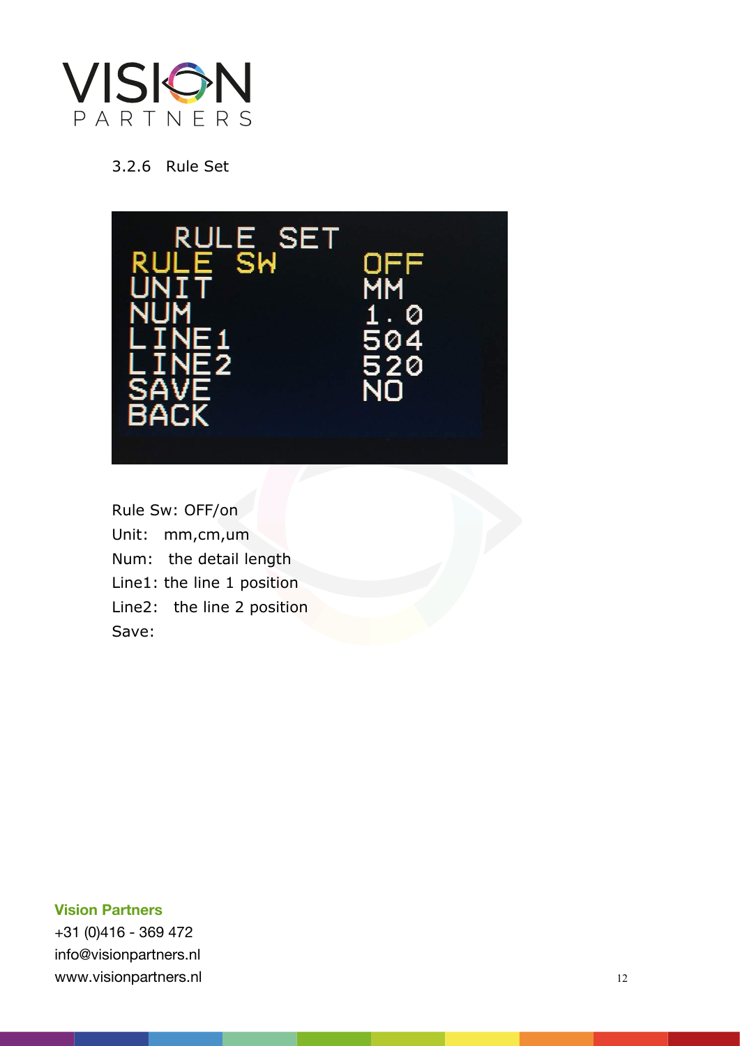### 3.2.6 Rule Set

RULE SET

| | |
|---|---|
| RULE SW | OFF |
| UNIT | MM |
| NUM | 1.0 |
| LINE1 | 504 |
| LINE2 | 520 |
| SAVE | NO |
| BACK | |

Rule Sw: OFF/on

Unit: mm,cm,um

Num: the detail length

Line1: the line 1 position

Line2: the line 2 position

Save: